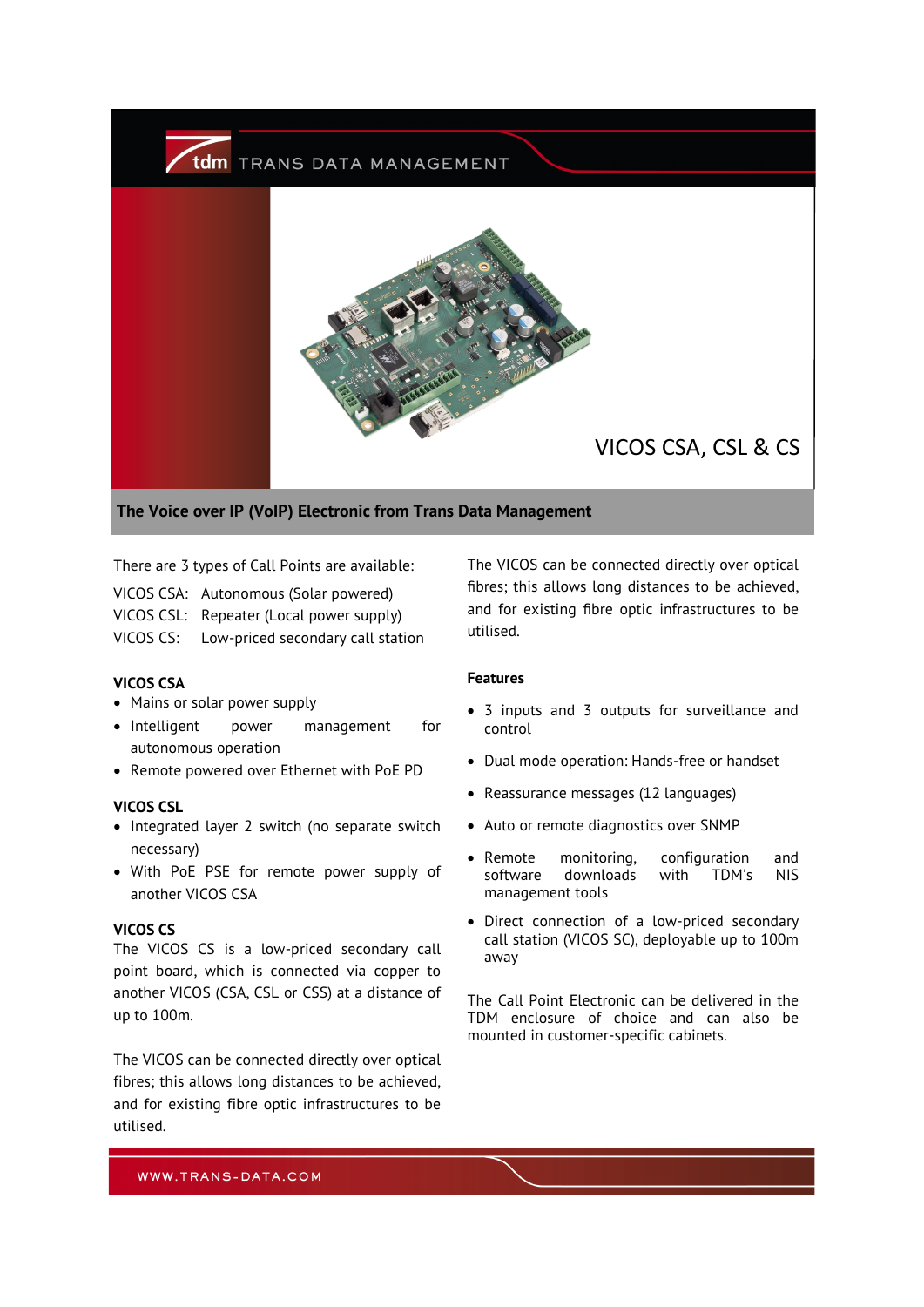tdm TRANS DATA MANAGEMENT

# VICOS CSA, CSL & CS

## The Voice over IP (VoIP) Electronic from Trans Data Management

There are 3 types of Call Points are available:

VICOS CSA: Autonomous (Solar powered)
VICOS CSL: Repeater (Local power supply)
VICOS CS: Low-priced secondary call station

### VICOS CSA

- Mains or solar power supply
- Intelligent power management for autonomous operation
- Remote powered over Ethernet with PoE PD

### VICOS CSL

- Integrated layer 2 switch (no separate switch necessary)
- With PoE PSE for remote power supply of another VICOS CSA

### VICOS CS

The VICOS CS is a low-priced secondary call point board, which is connected via copper to another VICOS (CSA, CSL or CSS) at a distance of up to 100m.

The VICOS can be connected directly over optical fibres; this allows long distances to be achieved, and for existing fibre optic infrastructures to be utilised.

The VICOS can be connected directly over optical fibres; this allows long distances to be achieved, and for existing fibre optic infrastructures to be utilised.

### Features

- 3 inputs and 3 outputs for surveillance and control
- Dual mode operation: Hands-free or handset
- Reassurance messages (12 languages)
- Auto or remote diagnostics over SNMP
- Remote monitoring, configuration and software downloads with TDM's NIS management tools
- Direct connection of a low-priced secondary call station (VICOS SC), deployable up to 100m away

The Call Point Electronic can be delivered in the TDM enclosure of choice and can also be mounted in customer-specific cabinets.

WWW.TRANS-DATA.COM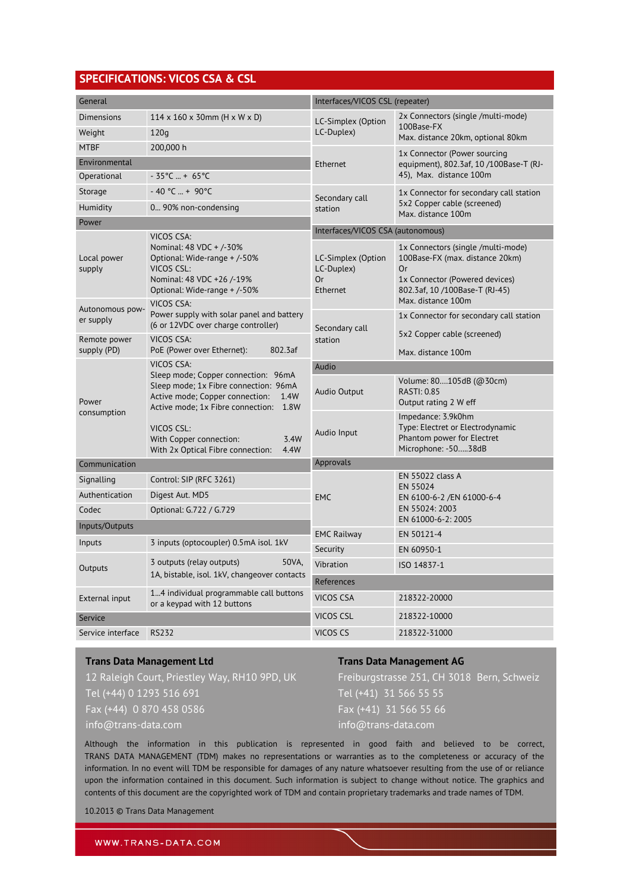## SPECIFICATIONS: VICOS CSA & CSL

| | |
|---|---|
| **General** | |
| Dimensions | 114 x 160 x 30mm (H x W x D) |
| Weight | 120g |
| MTBF | 200,000 h |
| **Environmental** | |
| Operational | - 35°C ... + 65°C |
| Storage | - 40 °C ... + 90°C |
| Humidity | 0... 90% non-condensing |
| **Power** | |
| Local power supply | VICOS CSA: Nominal: 48 VDC + /-30% Optional: Wide-range + /-50% VICOS CSL: Nominal: 48 VDC +26 /-19% Optional: Wide-range + /-50% |
| Autonomous power supply | VICOS CSA: Power supply with solar panel and battery (6 or 12VDC over charge controller) |
| Remote power supply (PD) | VICOS CSA: PoE (Power over Ethernet): 802.3af |
| Power consumption | VICOS CSA: Sleep mode; Copper connection: 96mA Sleep mode; 1x Fibre connection: 96mA Active mode; Copper connection: 1.4W Active mode; 1x Fibre connection: 1.8W VICOS CSL: With Copper connection: 3.4W With 2x Optical Fibre connection: 4.4W |
| **Communication** | |
| Signalling | Control: SIP (RFC 3261) |
| Authentication | Digest Aut. MD5 |
| Codec | Optional: G.722 / G.729 |
| **Inputs/Outputs** | |
| Inputs | 3 inputs (optocoupler) 0.5mA isol. 1kV |
| Outputs | 3 outputs (relay outputs) 50VA, 1A, bistable, isol. 1kV, changeover contacts |
| External input | 1...4 individual programmable call buttons or a keypad with 12 buttons |
| **Service** | |
| Service interface | RS232 |

| | |
|---|---|
| **Interfaces/VICOS CSL (repeater)** | |
| LC-Simplex (Option LC-Duplex) | 2x Connectors (single /multi-mode) 100Base-FX Max. distance 20km, optional 80km |
| Ethernet | 1x Connector (Power sourcing equipment), 802.3af, 10 /100Base-T (RJ-45), Max. distance 100m |
| Secondary call station | 1x Connector for secondary call station 5x2 Copper cable (screened) Max. distance 100m |
| **Interfaces/VICOS CSA (autonomous)** | |
| LC-Simplex (Option LC-Duplex) Or Ethernet | 1x Connectors (single /multi-mode) 100Base-FX (max. distance 20km) Or 1x Connector (Powered devices) 802.3af, 10 /100Base-T (RJ-45) Max. distance 100m |
| Secondary call station | 1x Connector for secondary call station 5x2 Copper cable (screened) Max. distance 100m |
| **Audio** | |
| Audio Output | Volume: 80....105dB (@30cm) RASTI: 0.85 Output rating 2 W eff |
| Audio Input | Impedance: 3.9k0hm Type: Electret or Electrodynamic Phantom power for Electret Microphone: -50.....38dB |
| **Approvals** | |
| EMC | EN 55022 class A EN 55024 EN 6100-6-2 /EN 61000-6-4 EN 55024: 2003 EN 61000-6-2: 2005 |
| EMC Railway | EN 50121-4 |
| Security | EN 60950-1 |
| Vibration | ISO 14837-1 |
| **References** | |
| VICOS CSA | 218322-20000 |
| VICOS CSL | 218322-10000 |
| VICOS CS | 218322-31000 |

**Trans Data Management Ltd**
12 Raleigh Court, Priestley Way, RH10 9PD, UK
Tel (+44) 0 1293 516 691
Fax (+44) 0 870 458 0586
info@trans-data.com

**Trans Data Management AG**
Freiburgstrasse 251, CH 3018 Bern, Schweiz
Tel (+41) 31 566 55 55
Fax (+41) 31 566 55 66
info@trans-data.com

Although the information in this publication is represented in good faith and believed to be correct, TRANS DATA MANAGEMENT (TDM) makes no representations or warranties as to the completeness or accuracy of the information. In no event will TDM be responsible for damages of any nature whatsoever resulting from the use of or reliance upon the information contained in this document. Such information is subject to change without notice. The graphics and contents of this document are the copyrighted work of TDM and contain proprietary trademarks and trade names of TDM.

10.2013 © Trans Data Management

WWW.TRANS-DATA.COM